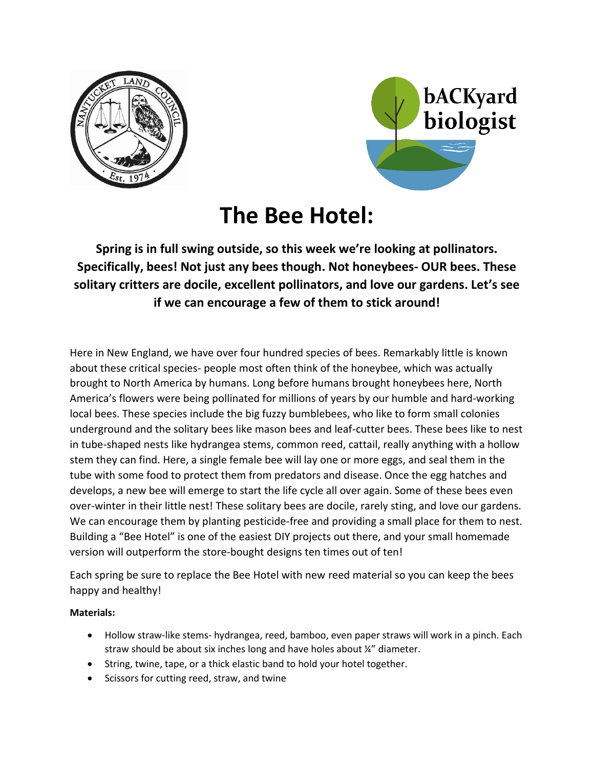# The Bee Hotel:

**Spring is in full swing outside, so this week we're looking at pollinators. Specifically, bees! Not just any bees though. Not honeybees- OUR bees. These solitary critters are docile, excellent pollinators, and love our gardens. Let's see if we can encourage a few of them to stick around!**

Here in New England, we have over four hundred species of bees. Remarkably little is known about these critical species- people most often think of the honeybee, which was actually brought to North America by humans. Long before humans brought honeybees here, North America's flowers were being pollinated for millions of years by our humble and hard-working local bees. These species include the big fuzzy bumblebees, who like to form small colonies underground and the solitary bees like mason bees and leaf-cutter bees. These bees like to nest in tube-shaped nests like hydrangea stems, common reed, cattail, really anything with a hollow stem they can find. Here, a single female bee will lay one or more eggs, and seal them in the tube with some food to protect them from predators and disease. Once the egg hatches and develops, a new bee will emerge to start the life cycle all over again. Some of these bees even over-winter in their little nest! These solitary bees are docile, rarely sting, and love our gardens. We can encourage them by planting pesticide-free and providing a small place for them to nest. Building a "Bee Hotel" is one of the easiest DIY projects out there, and your small homemade version will outperform the store-bought designs ten times out of ten!

Each spring be sure to replace the Bee Hotel with new reed material so you can keep the bees happy and healthy!

**Materials:**

- Hollow straw-like stems- hydrangea, reed, bamboo, even paper straws will work in a pinch. Each straw should be about six inches long and have holes about ¼" diameter.
- String, twine, tape, or a thick elastic band to hold your hotel together.
- Scissors for cutting reed, straw, and twine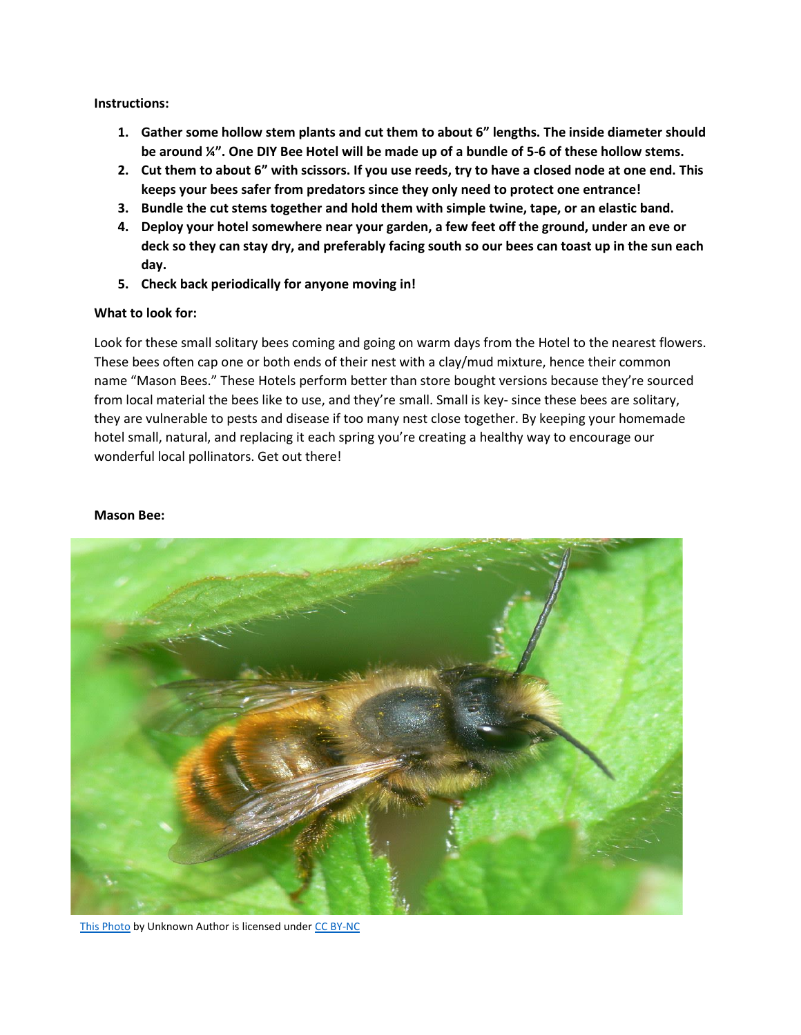**Instructions:**

1. **Gather some hollow stem plants and cut them to about 6" lengths. The inside diameter should be around ¼". One DIY Bee Hotel will be made up of a bundle of 5-6 of these hollow stems.**
2. **Cut them to about 6" with scissors. If you use reeds, try to have a closed node at one end. This keeps your bees safer from predators since they only need to protect one entrance!**
3. **Bundle the cut stems together and hold them with simple twine, tape, or an elastic band.**
4. **Deploy your hotel somewhere near your garden, a few feet off the ground, under an eve or deck so they can stay dry, and preferably facing south so our bees can toast up in the sun each day.**
5. **Check back periodically for anyone moving in!**

**What to look for:**

Look for these small solitary bees coming and going on warm days from the Hotel to the nearest flowers. These bees often cap one or both ends of their nest with a clay/mud mixture, hence their common name "Mason Bees." These Hotels perform better than store bought versions because they're sourced from local material the bees like to use, and they're small. Small is key- since these bees are solitary, they are vulnerable to pests and disease if too many nest close together. By keeping your homemade hotel small, natural, and replacing it each spring you're creating a healthy way to encourage our wonderful local pollinators. Get out there!

**Mason Bee:**

This Photo by Unknown Author is licensed under CC BY-NC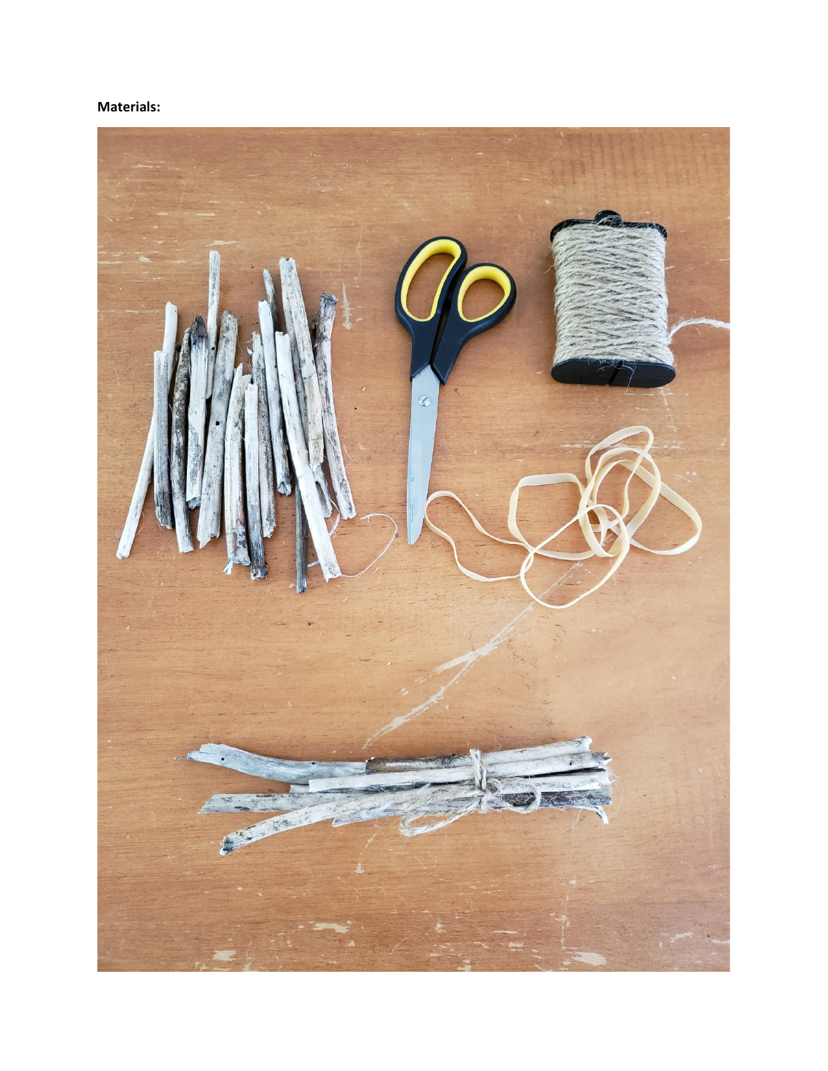**Materials:**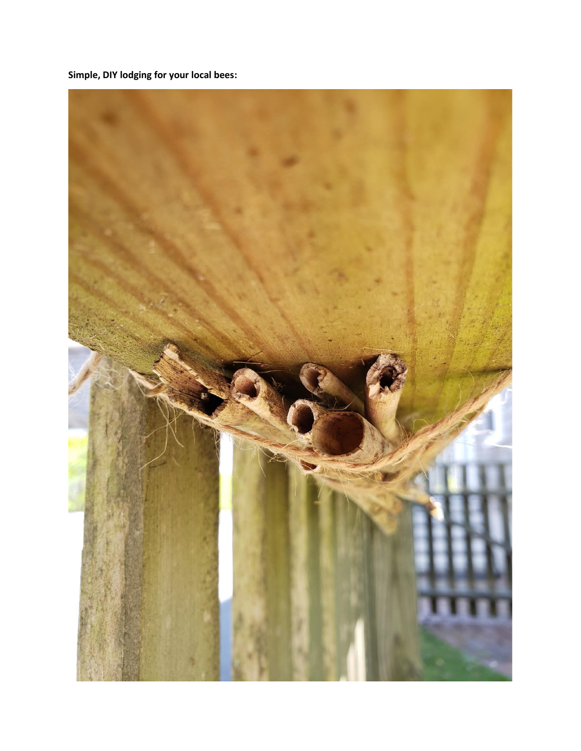**Simple, DIY lodging for your local bees:**